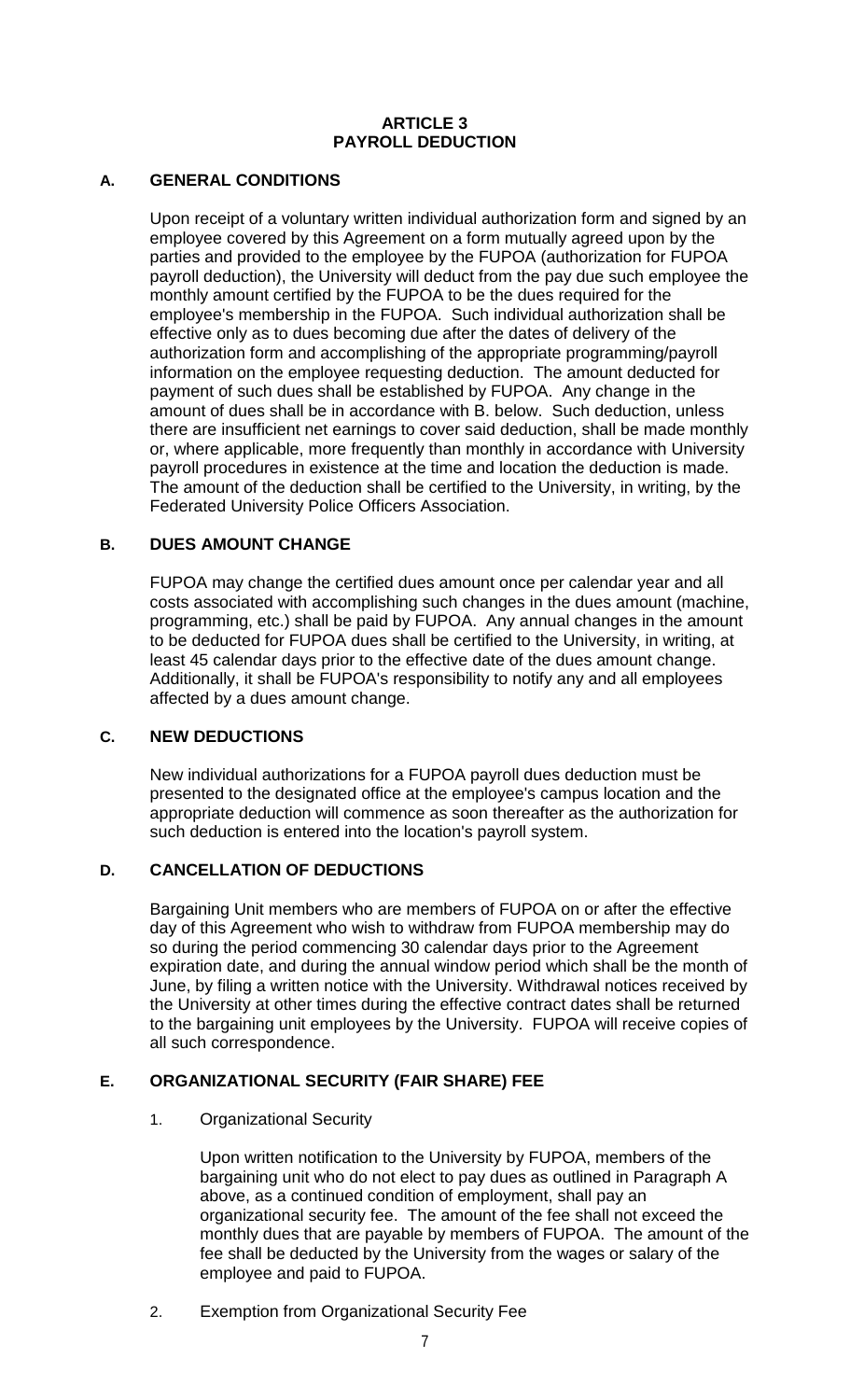# ARTICLE 3
# PAYROLL DEDUCTION

## A. GENERAL CONDITIONS

Upon receipt of a voluntary written individual authorization form and signed by an employee covered by this Agreement on a form mutually agreed upon by the parties and provided to the employee by the FUPOA (authorization for FUPOA payroll deduction), the University will deduct from the pay due such employee the monthly amount certified by the FUPOA to be the dues required for the employee's membership in the FUPOA. Such individual authorization shall be effective only as to dues becoming due after the dates of delivery of the authorization form and accomplishing of the appropriate programming/payroll information on the employee requesting deduction. The amount deducted for payment of such dues shall be established by FUPOA. Any change in the amount of dues shall be in accordance with B. below. Such deduction, unless there are insufficient net earnings to cover said deduction, shall be made monthly or, where applicable, more frequently than monthly in accordance with University payroll procedures in existence at the time and location the deduction is made. The amount of the deduction shall be certified to the University, in writing, by the Federated University Police Officers Association.

## B. DUES AMOUNT CHANGE

FUPOA may change the certified dues amount once per calendar year and all costs associated with accomplishing such changes in the dues amount (machine, programming, etc.) shall be paid by FUPOA. Any annual changes in the amount to be deducted for FUPOA dues shall be certified to the University, in writing, at least 45 calendar days prior to the effective date of the dues amount change. Additionally, it shall be FUPOA's responsibility to notify any and all employees affected by a dues amount change.

## C. NEW DEDUCTIONS

New individual authorizations for a FUPOA payroll dues deduction must be presented to the designated office at the employee's campus location and the appropriate deduction will commence as soon thereafter as the authorization for such deduction is entered into the location's payroll system.

## D. CANCELLATION OF DEDUCTIONS

Bargaining Unit members who are members of FUPOA on or after the effective day of this Agreement who wish to withdraw from FUPOA membership may do so during the period commencing 30 calendar days prior to the Agreement expiration date, and during the annual window period which shall be the month of June, by filing a written notice with the University. Withdrawal notices received by the University at other times during the effective contract dates shall be returned to the bargaining unit employees by the University. FUPOA will receive copies of all such correspondence.

## E. ORGANIZATIONAL SECURITY (FAIR SHARE) FEE

1. Organizational Security

   Upon written notification to the University by FUPOA, members of the bargaining unit who do not elect to pay dues as outlined in Paragraph A above, as a continued condition of employment, shall pay an organizational security fee. The amount of the fee shall not exceed the monthly dues that are payable by members of FUPOA. The amount of the fee shall be deducted by the University from the wages or salary of the employee and paid to FUPOA.

2. Exemption from Organizational Security Fee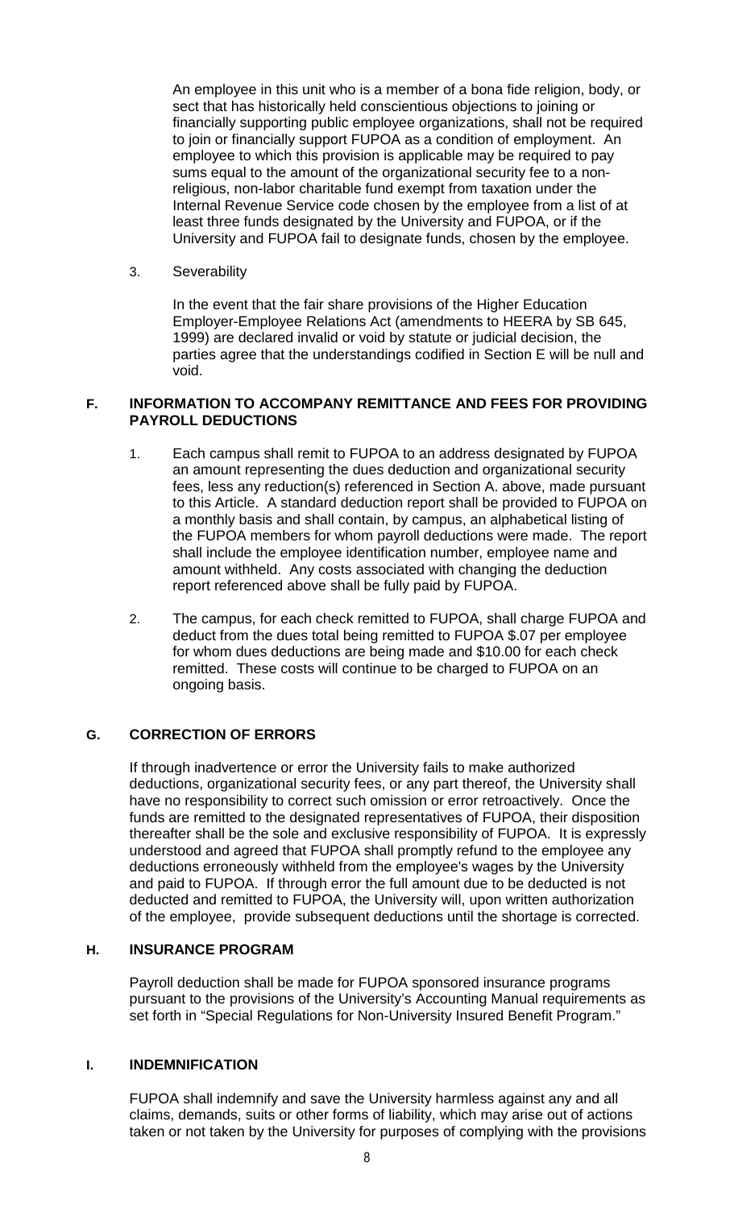An employee in this unit who is a member of a bona fide religion, body, or sect that has historically held conscientious objections to joining or financially supporting public employee organizations, shall not be required to join or financially support FUPOA as a condition of employment. An employee to which this provision is applicable may be required to pay sums equal to the amount of the organizational security fee to a non-religious, non-labor charitable fund exempt from taxation under the Internal Revenue Service code chosen by the employee from a list of at least three funds designated by the University and FUPOA, or if the University and FUPOA fail to designate funds, chosen by the employee.

3. Severability

   In the event that the fair share provisions of the Higher Education Employer-Employee Relations Act (amendments to HEERA by SB 645, 1999) are declared invalid or void by statute or judicial decision, the parties agree that the understandings codified in Section E will be null and void.

### F. INFORMATION TO ACCOMPANY REMITTANCE AND FEES FOR PROVIDING PAYROLL DEDUCTIONS

1. Each campus shall remit to FUPOA to an address designated by FUPOA an amount representing the dues deduction and organizational security fees, less any reduction(s) referenced in Section A. above, made pursuant to this Article. A standard deduction report shall be provided to FUPOA on a monthly basis and shall contain, by campus, an alphabetical listing of the FUPOA members for whom payroll deductions were made. The report shall include the employee identification number, employee name and amount withheld. Any costs associated with changing the deduction report referenced above shall be fully paid by FUPOA.

2. The campus, for each check remitted to FUPOA, shall charge FUPOA and deduct from the dues total being remitted to FUPOA $.07 per employee for whom dues deductions are being made and $10.00 for each check remitted. These costs will continue to be charged to FUPOA on an ongoing basis.

### G. CORRECTION OF ERRORS

If through inadvertence or error the University fails to make authorized deductions, organizational security fees, or any part thereof, the University shall have no responsibility to correct such omission or error retroactively. Once the funds are remitted to the designated representatives of FUPOA, their disposition thereafter shall be the sole and exclusive responsibility of FUPOA. It is expressly understood and agreed that FUPOA shall promptly refund to the employee any deductions erroneously withheld from the employee's wages by the University and paid to FUPOA. If through error the full amount due to be deducted is not deducted and remitted to FUPOA, the University will, upon written authorization of the employee, provide subsequent deductions until the shortage is corrected.

### H. INSURANCE PROGRAM

Payroll deduction shall be made for FUPOA sponsored insurance programs pursuant to the provisions of the University's Accounting Manual requirements as set forth in "Special Regulations for Non-University Insured Benefit Program."

### I. INDEMNIFICATION

FUPOA shall indemnify and save the University harmless against any and all claims, demands, suits or other forms of liability, which may arise out of actions taken or not taken by the University for purposes of complying with the provisions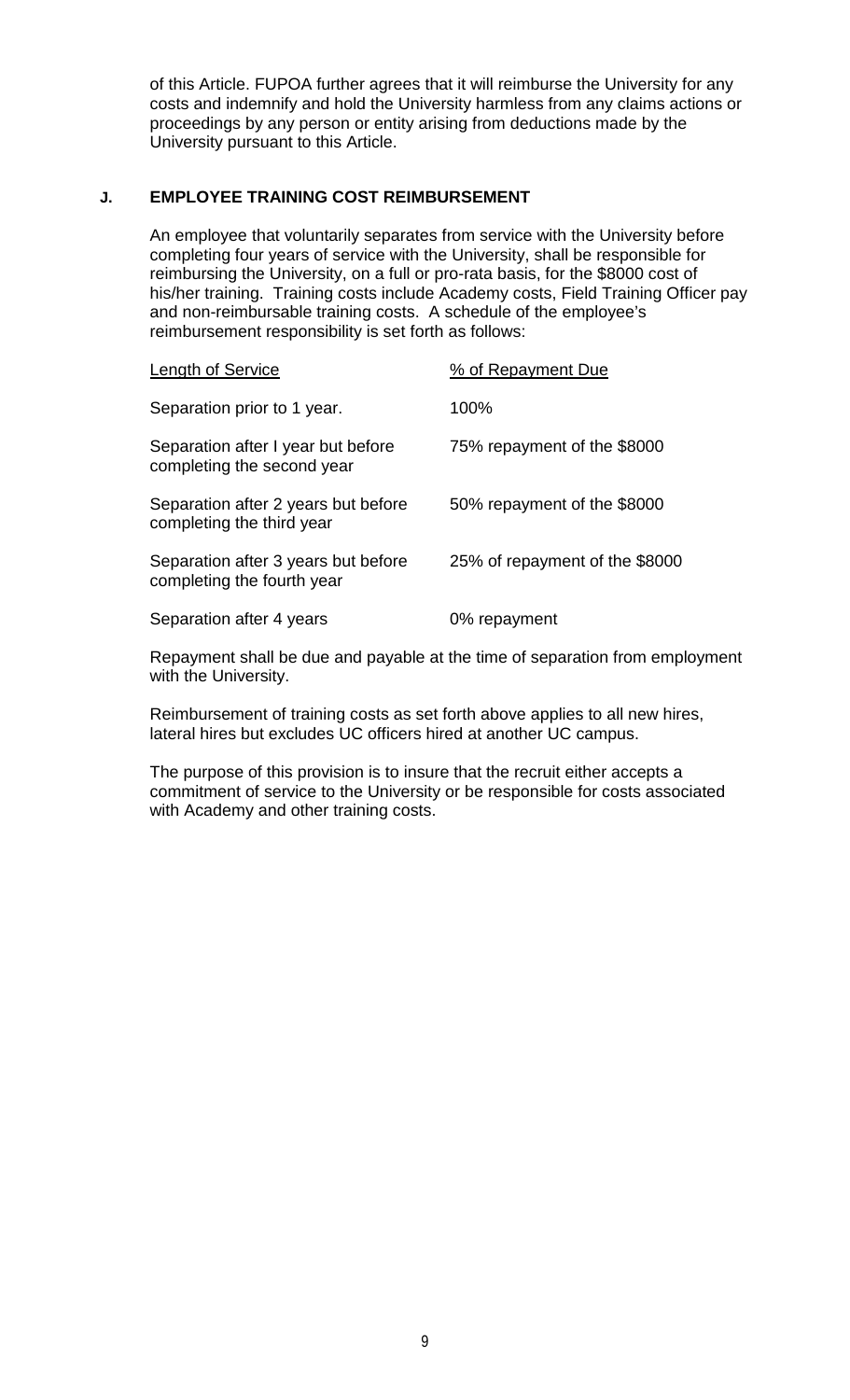of this Article. FUPOA further agrees that it will reimburse the University for any costs and indemnify and hold the University harmless from any claims actions or proceedings by any person or entity arising from deductions made by the University pursuant to this Article.

## J. EMPLOYEE TRAINING COST REIMBURSEMENT

An employee that voluntarily separates from service with the University before completing four years of service with the University, shall be responsible for reimbursing the University, on a full or pro-rata basis, for the $8000 cost of his/her training. Training costs include Academy costs, Field Training Officer pay and non-reimbursable training costs. A schedule of the employee's reimbursement responsibility is set forth as follows:

| Length of Service | % of Repayment Due |
|---|---|
| Separation prior to 1 year. | 100% |
| Separation after I year but before completing the second year | 75% repayment of the $8000 |
| Separation after 2 years but before completing the third year | 50% repayment of the $8000 |
| Separation after 3 years but before completing the fourth year | 25% of repayment of the $8000 |
| Separation after 4 years | 0% repayment |

Repayment shall be due and payable at the time of separation from employment with the University.

Reimbursement of training costs as set forth above applies to all new hires, lateral hires but excludes UC officers hired at another UC campus.

The purpose of this provision is to insure that the recruit either accepts a commitment of service to the University or be responsible for costs associated with Academy and other training costs.